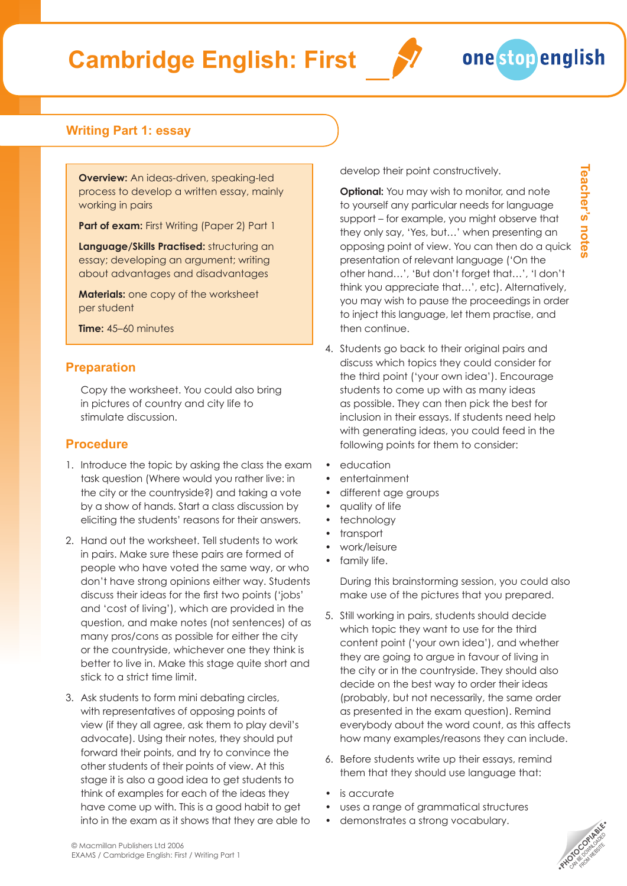# Cambridge English: First

## Writing Part 1: essay

**Overview:** An ideas-driven, speaking-led process to develop a written essay, mainly working in pairs

**Part of exam:** First Writing (Paper 2) Part 1

**Language/Skills Practised:** structuring an essay; developing an argument; writing about advantages and disadvantages

**Materials:** one copy of the worksheet per student

**Time:** 45–60 minutes

### Preparation

Copy the worksheet. You could also bring in pictures of country and city life to stimulate discussion.

### Procedure

1. Introduce the topic by asking the class the exam task question (Where would you rather live: in the city or the countryside?) and taking a vote by a show of hands. Start a class discussion by eliciting the students' reasons for their answers.
2. Hand out the worksheet. Tell students to work in pairs. Make sure these pairs are formed of people who have voted the same way, or who don't have strong opinions either way. Students discuss their ideas for the first two points ('jobs' and 'cost of living'), which are provided in the question, and make notes (not sentences) of as many pros/cons as possible for either the city or the countryside, whichever one they think is better to live in. Make this stage quite short and stick to a strict time limit.
3. Ask students to form mini debating circles, with representatives of opposing points of view (if they all agree, ask them to play devil's advocate). Using their notes, they should put forward their points, and try to convince the other students of their points of view. At this stage it is also a good idea to get students to think of examples for each of the ideas they have come up with. This is a good habit to get into in the exam as it shows that they are able to develop their point constructively.

   **Optional:** You may wish to monitor, and note to yourself any particular needs for language support – for example, you might observe that they only say, 'Yes, but…' when presenting an opposing point of view. You can then do a quick presentation of relevant language ('On the other hand…', 'But don't forget that…', 'I don't think you appreciate that…', etc). Alternatively, you may wish to pause the proceedings in order to inject this language, let them practise, and then continue.
4. Students go back to their original pairs and discuss which topics they could consider for the third point ('your own idea'). Encourage students to come up with as many ideas as possible. They can then pick the best for inclusion in their essays. If students need help with generating ideas, you could feed in the following points for them to consider:
   - education
   - entertainment
   - different age groups
   - quality of life
   - technology
   - transport
   - work/leisure
   - family life.

   During this brainstorming session, you could also make use of the pictures that you prepared.
5. Still working in pairs, students should decide which topic they want to use for the third content point ('your own idea'), and whether they are going to argue in favour of living in the city or in the countryside. They should also decide on the best way to order their ideas (probably, but not necessarily, the same order as presented in the exam question). Remind everybody about the word count, as this affects how many examples/reasons they can include.
6. Before students write up their essays, remind them that they should use language that:
   - is accurate
   - uses a range of grammatical structures
   - demonstrates a strong vocabulary.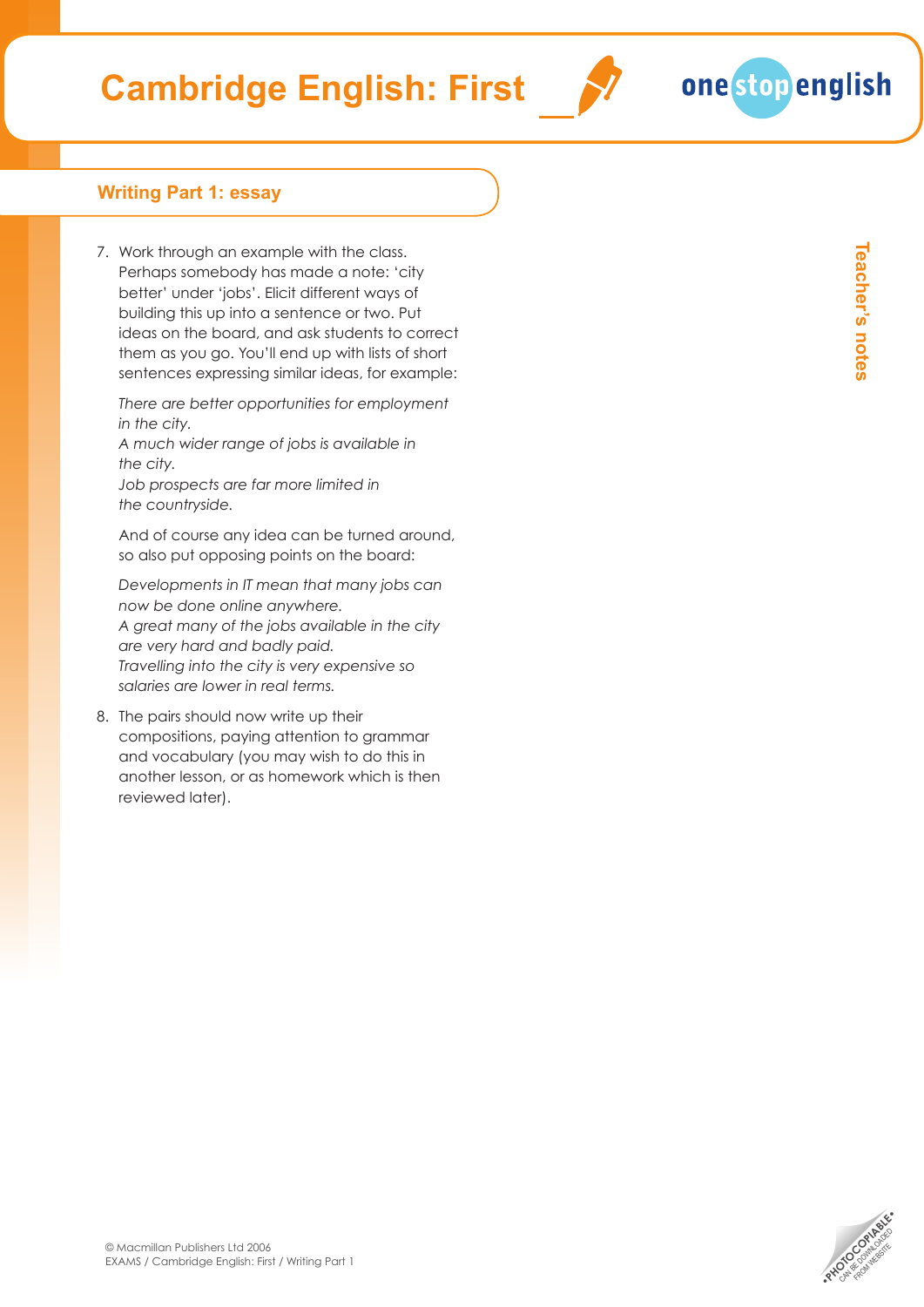## Writing Part 1: essay

7. Work through an example with the class. Perhaps somebody has made a note: 'city better' under 'jobs'. Elicit different ways of building this up into a sentence or two. Put ideas on the board, and ask students to correct them as you go. You'll end up with lists of short sentences expressing similar ideas, for example:

   *There are better opportunities for employment in the city.*
   *A much wider range of jobs is available in the city.*
   *Job prospects are far more limited in the countryside.*

   And of course any idea can be turned around, so also put opposing points on the board:

   *Developments in IT mean that many jobs can now be done online anywhere.*
   *A great many of the jobs available in the city are very hard and badly paid.*
   *Travelling into the city is very expensive so salaries are lower in real terms.*

8. The pairs should now write up their compositions, paying attention to grammar and vocabulary (you may wish to do this in another lesson, or as homework which is then reviewed later).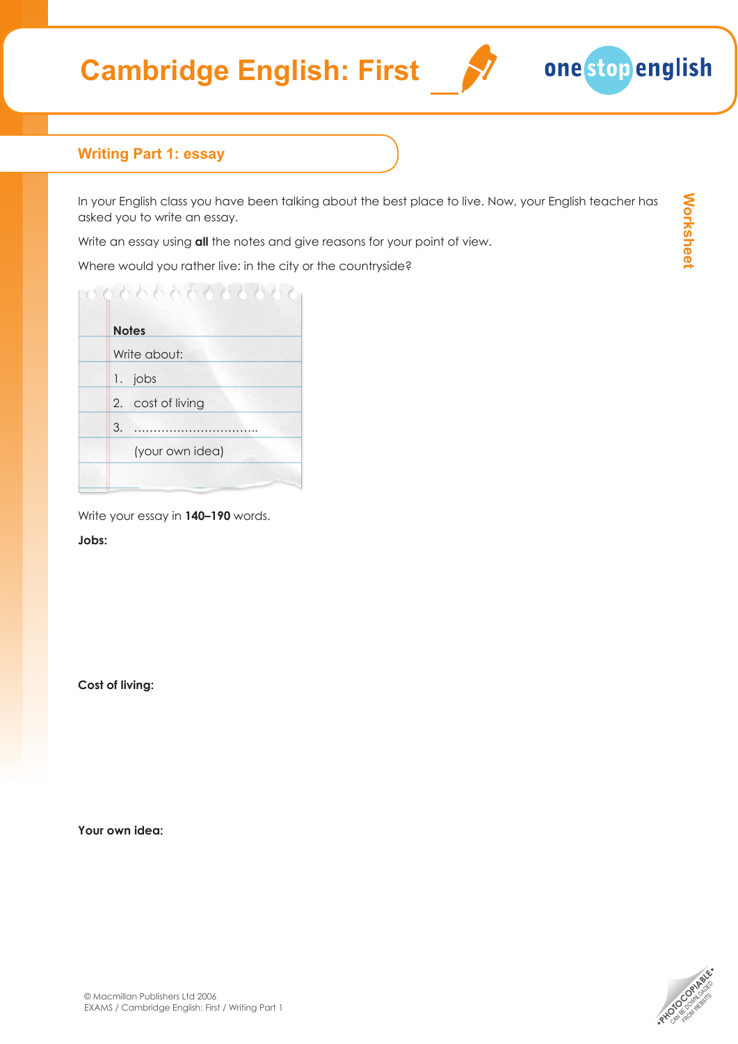# Cambridge English: First

## Writing Part 1: essay

In your English class you have been talking about the best place to live. Now, your English teacher has asked you to write an essay.

Write an essay using **all** the notes and give reasons for your point of view.

Where would you rather live: in the city or the countryside?

**Notes**

Write about:

1. jobs
2. cost of living
3. ...............................

   (your own idea)

Write your essay in **140–190** words.

**Jobs:**

**Cost of living:**

**Your own idea:**

© Macmillan Publishers Ltd 2006
EXAMS / Cambridge English: First / Writing Part 1